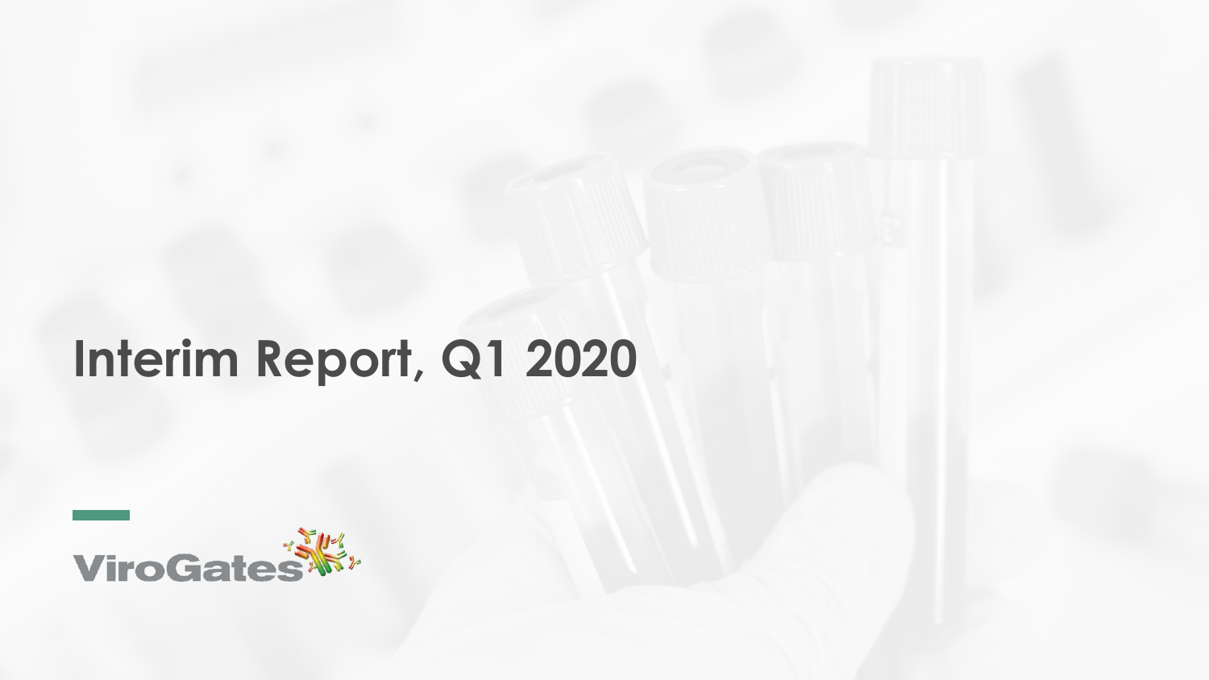# Interim Report, Q1 2020

ViroGates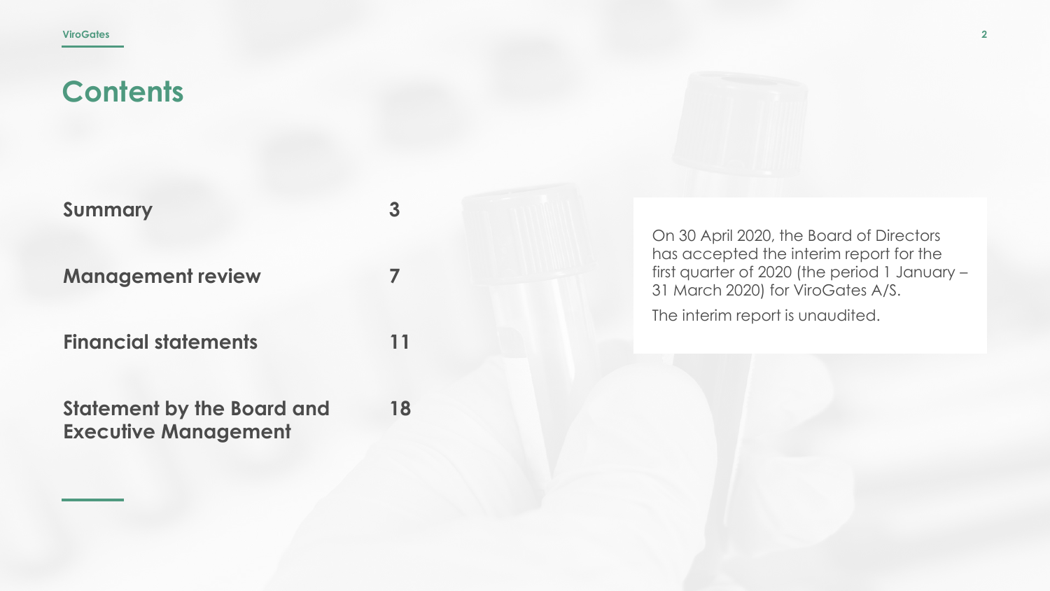# Contents

| | |
|---|---|
| **Summary** | **3** |
| **Management review** | **7** |
| **Financial statements** | **11** |
| **Statement by the Board and Executive Management** | **18** |

On 30 April 2020, the Board of Directors has accepted the interim report for the first quarter of 2020 (the period 1 January – 31 March 2020) for ViroGates A/S.

The interim report is unaudited.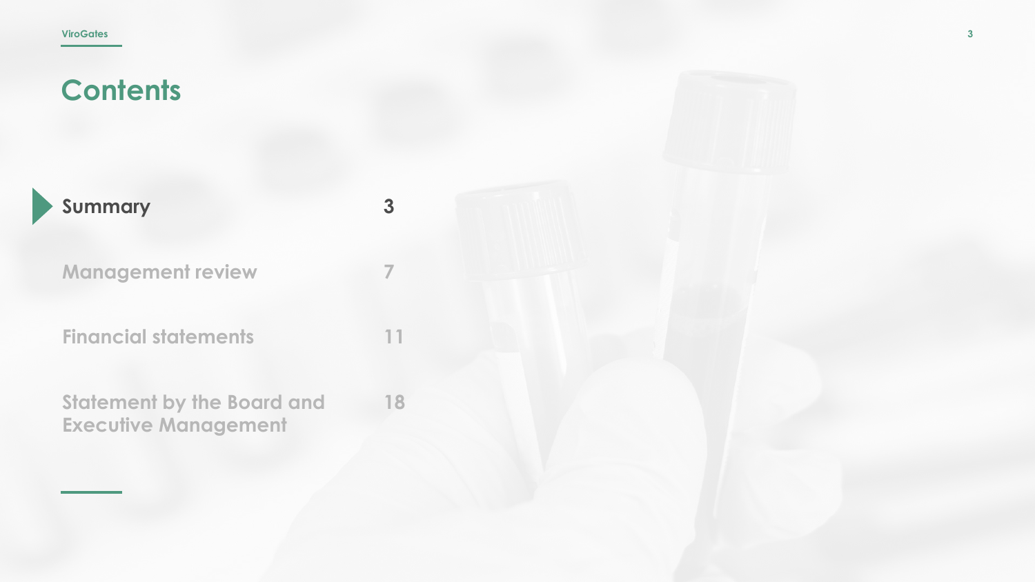# Contents

| | |
|---|---|
| **Summary** | **3** |
| Management review | 7 |
| Financial statements | 11 |
| Statement by the Board and Executive Management | 18 |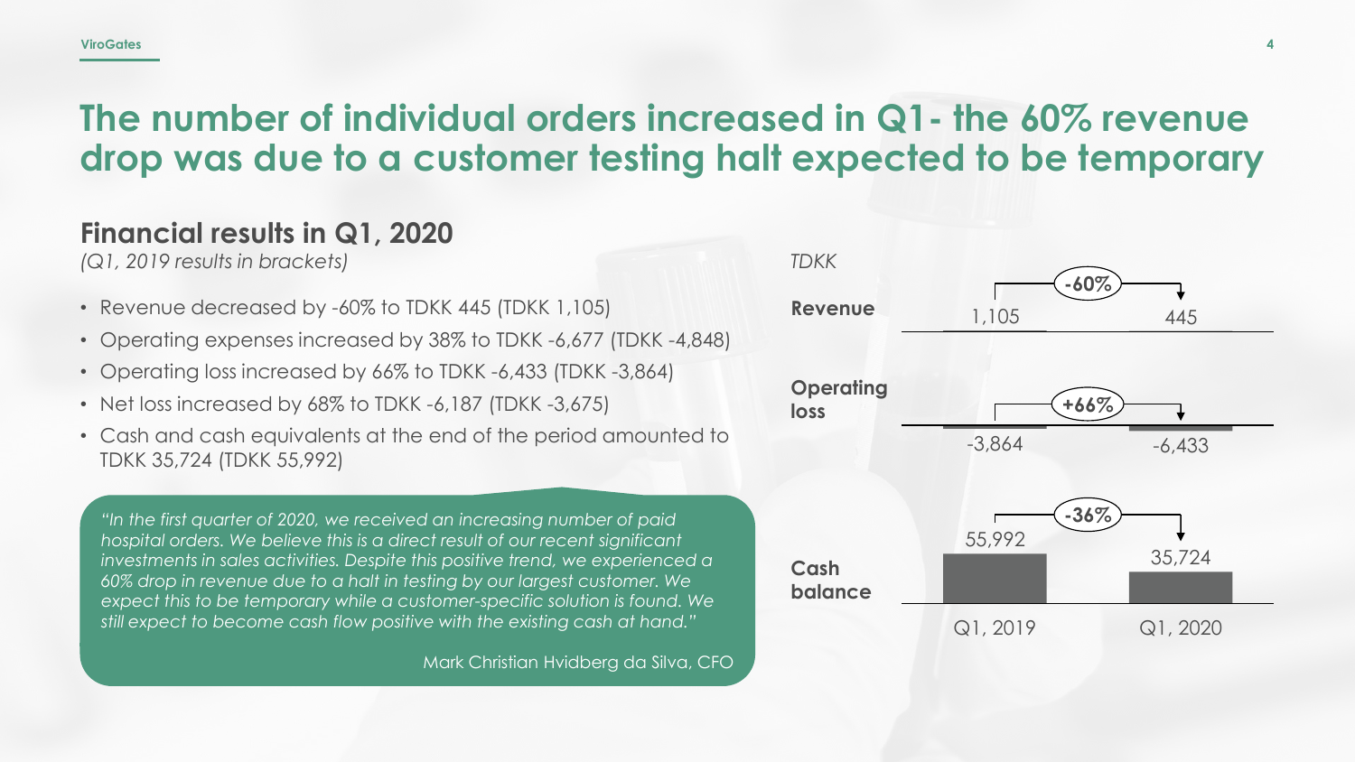# The number of individual orders increased in Q1 - the 60% revenue drop was due to a customer testing halt expected to be temporary

## Financial results in Q1, 2020

*(Q1, 2019 results in brackets)*

- Revenue decreased by -60% to TDKK 445 (TDKK 1,105)
- Operating expenses increased by 38% to TDKK -6,677 (TDKK -4,848)
- Operating loss increased by 66% to TDKK -6,433 (TDKK -3,864)
- Net loss increased by 68% to TDKK -6,187 (TDKK -3,675)
- Cash and cash equivalents at the end of the period amounted to TDKK 35,724 (TDKK 55,992)

> *"In the first quarter of 2020, we received an increasing number of paid hospital orders. We believe this is a direct result of our recent significant investments in sales activities. Despite this positive trend, we experienced a 60% drop in revenue due to a halt in testing by our largest customer. We expect this to be temporary while a customer-specific solution is found. We still expect to become cash flow positive with the existing cash at hand."*
>
> Mark Christian Hvidberg da Silva, CFO

*TDKK*

| | Q1, 2019 | Q1, 2020 | Change |
|---|---|---|---|
| **Revenue** | 1,105 | 445 | -60% |
| **Operating loss** | -3,864 | -6,433 | +66% |
| **Cash balance** | 55,992 | 35,724 | -36% |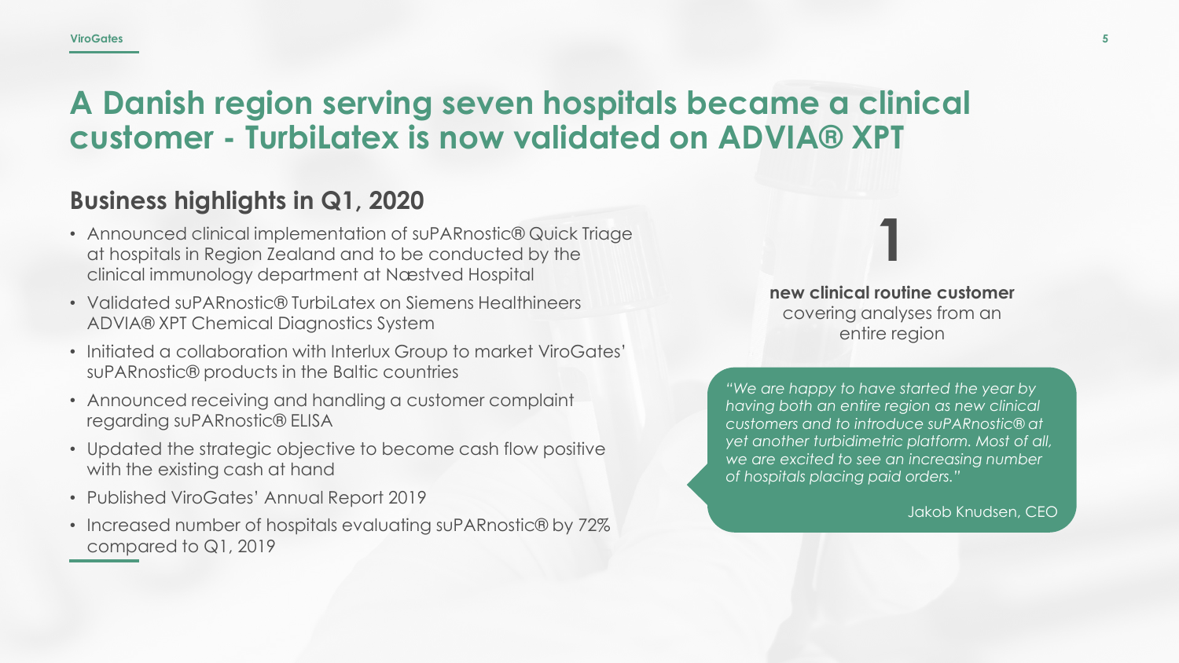# A Danish region serving seven hospitals became a clinical customer - TurbiLatex is now validated on ADVIA® XPT

## Business highlights in Q1, 2020

- Announced clinical implementation of suPARnostic® Quick Triage at hospitals in Region Zealand and to be conducted by the clinical immunology department at Næstved Hospital
- Validated suPARnostic® TurbiLatex on Siemens Healthineers ADVIA® XPT Chemical Diagnostics System
- Initiated a collaboration with Interlux Group to market ViroGates' suPARnostic® products in the Baltic countries
- Announced receiving and handling a customer complaint regarding suPARnostic® ELISA
- Updated the strategic objective to become cash flow positive with the existing cash at hand
- Published ViroGates' Annual Report 2019
- Increased number of hospitals evaluating suPARnostic® by 72% compared to Q1, 2019

**1**

**new clinical routine customer** covering analyses from an entire region

*"We are happy to have started the year by having both an entire region as new clinical customers and to introduce suPARnostic® at yet another turbidimetric platform. Most of all, we are excited to see an increasing number of hospitals placing paid orders."*

Jakob Knudsen, CEO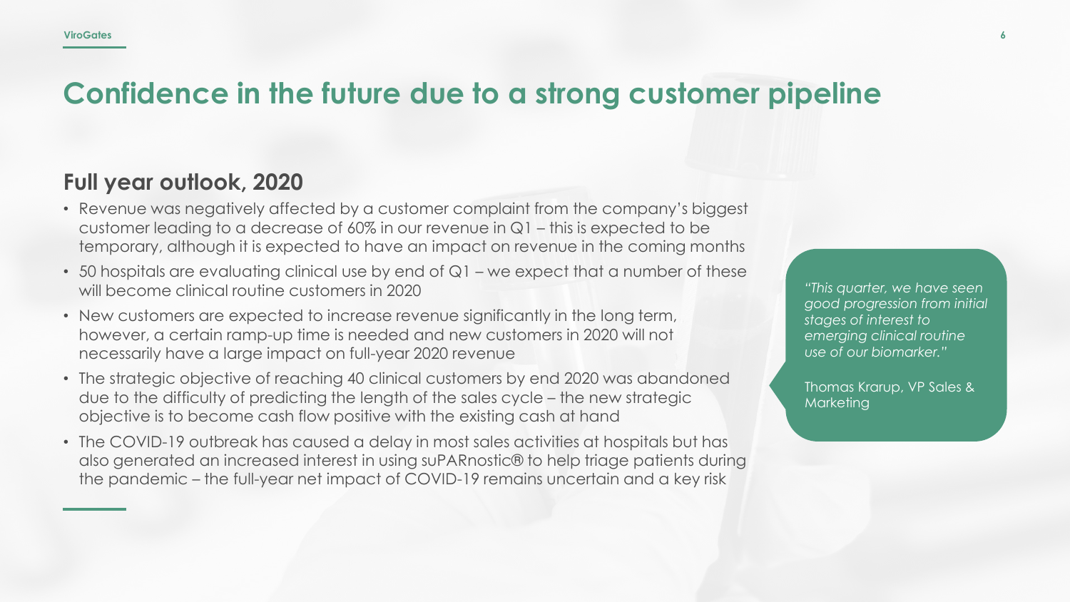# Confidence in the future due to a strong customer pipeline

## Full year outlook, 2020

- Revenue was negatively affected by a customer complaint from the company's biggest customer leading to a decrease of 60% in our revenue in Q1 – this is expected to be temporary, although it is expected to have an impact on revenue in the coming months
- 50 hospitals are evaluating clinical use by end of Q1 – we expect that a number of these will become clinical routine customers in 2020
- New customers are expected to increase revenue significantly in the long term, however, a certain ramp-up time is needed and new customers in 2020 will not necessarily have a large impact on full-year 2020 revenue
- The strategic objective of reaching 40 clinical customers by end 2020 was abandoned due to the difficulty of predicting the length of the sales cycle – the new strategic objective is to become cash flow positive with the existing cash at hand
- The COVID-19 outbreak has caused a delay in most sales activities at hospitals but has also generated an increased interest in using suPARnostic® to help triage patients during the pandemic – the full-year net impact of COVID-19 remains uncertain and a key risk

*"This quarter, we have seen good progression from initial stages of interest to emerging clinical routine use of our biomarker."*

Thomas Krarup, VP Sales & Marketing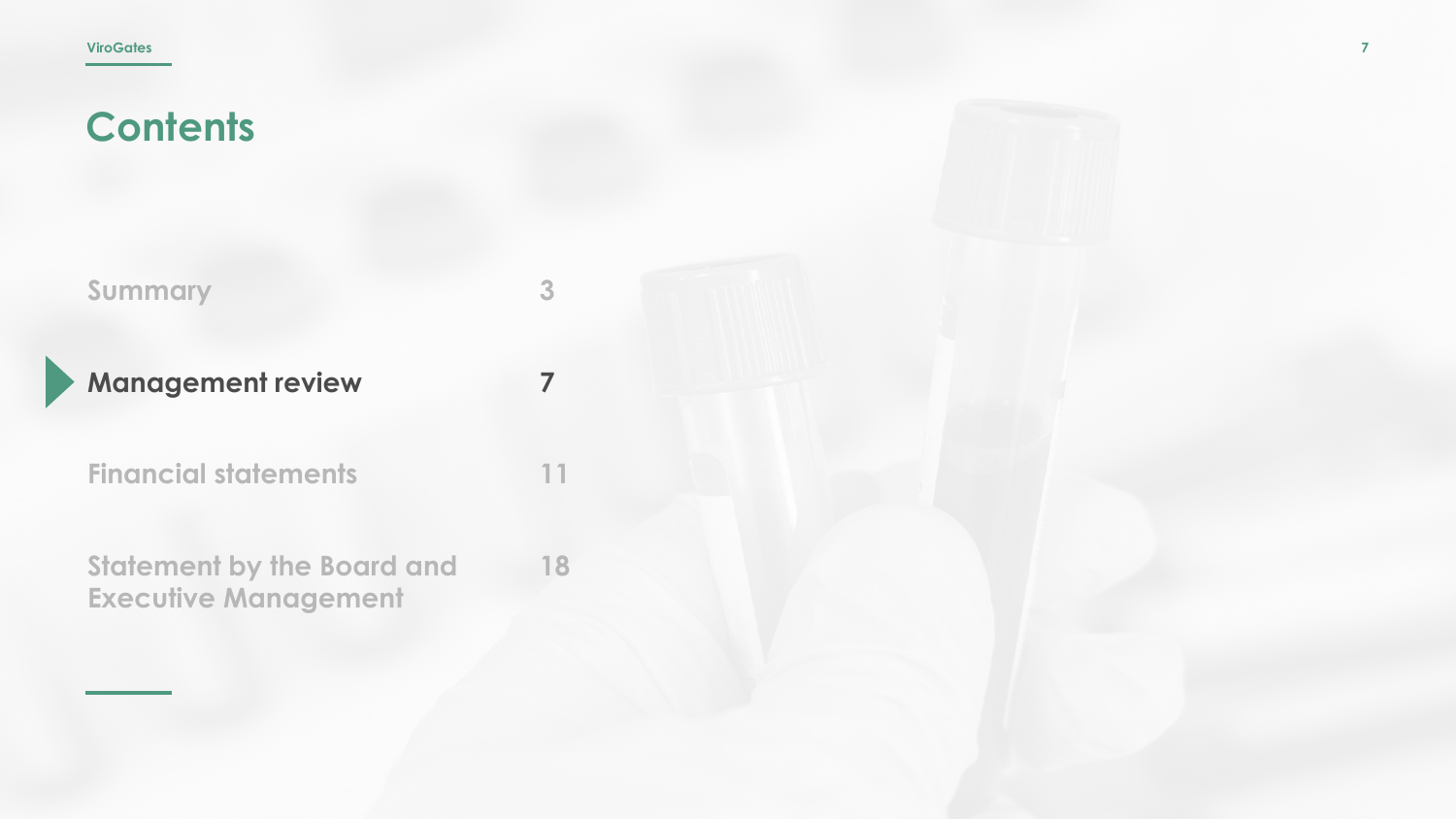# Contents

| | |
|---|---|
| Summary | 3 |
| **Management review** | **7** |
| Financial statements | 11 |
| Statement by the Board and Executive Management | 18 |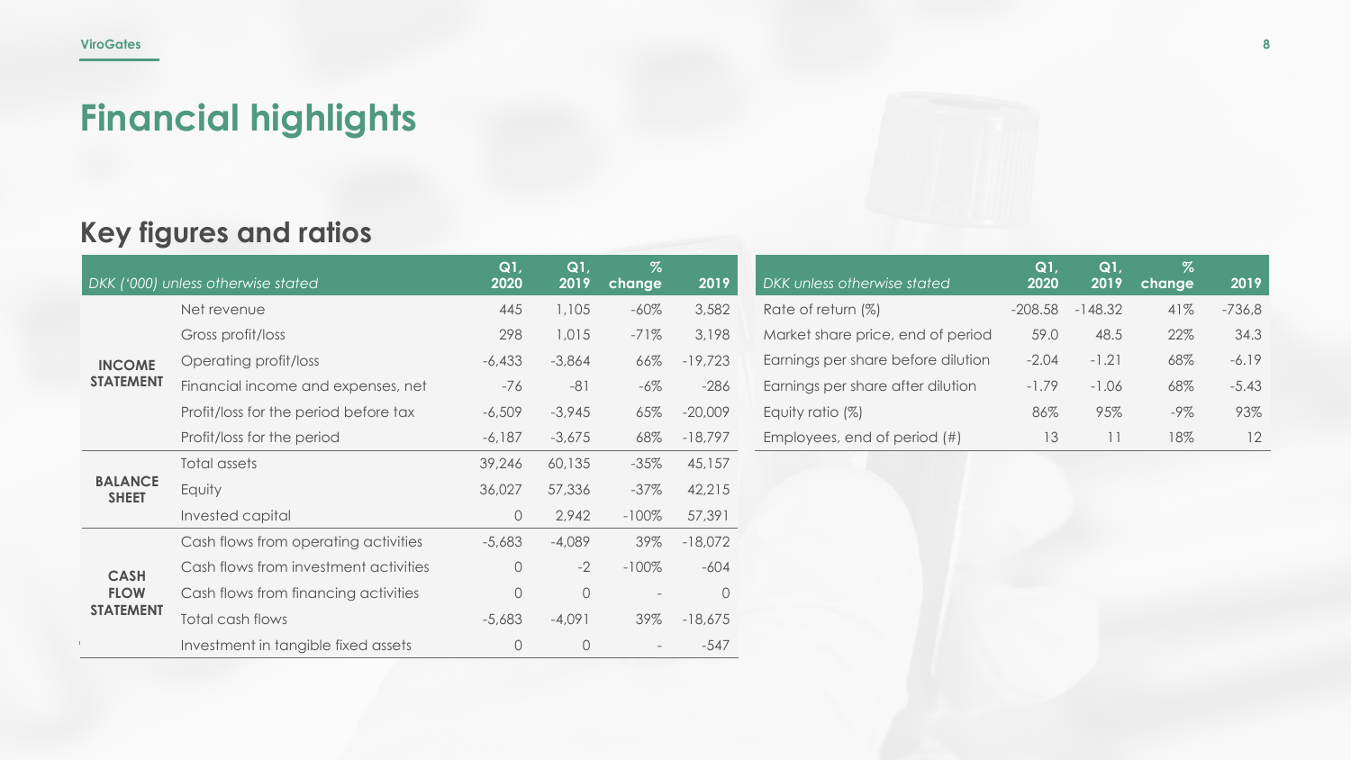# Financial highlights

## Key figures and ratios

| | *DKK ('000) unless otherwise stated* | Q1, 2020 | Q1, 2019 | % change | 2019 |
|---|---|---|---|---|---|
| **INCOME STATEMENT** | Net revenue | 445 | 1,105 | -60% | 3,582 |
| | Gross profit/loss | 298 | 1,015 | -71% | 3,198 |
| | Operating profit/loss | -6,433 | -3,864 | 66% | -19,723 |
| | Financial income and expenses, net | -76 | -81 | -6% | -286 |
| | Profit/loss for the period before tax | -6,509 | -3,945 | 65% | -20,009 |
| | Profit/loss for the period | -6,187 | -3,675 | 68% | -18,797 |
| **BALANCE SHEET** | Total assets | 39,246 | 60,135 | -35% | 45,157 |
| | Equity | 36,027 | 57,336 | -37% | 42,215 |
| | Invested capital | 0 | 2,942 | -100% | 57,391 |
| **CASH FLOW STATEMENT** | Cash flows from operating activities | -5,683 | -4,089 | 39% | -18,072 |
| | Cash flows from investment activities | 0 | -2 | -100% | -604 |
| | Cash flows from financing activities | 0 | 0 | - | 0 |
| | Total cash flows | -5,683 | -4,091 | 39% | -18,675 |
| | Investment in tangible fixed assets | 0 | 0 | - | -547 |

| *DKK unless otherwise stated* | Q1, 2020 | Q1, 2019 | % change | 2019 |
|---|---|---|---|---|
| Rate of return (%) | -208.58 | -148.32 | 41% | -736,8 |
| Market share price, end of period | 59.0 | 48.5 | 22% | 34.3 |
| Earnings per share before dilution | -2.04 | -1.21 | 68% | -6.19 |
| Earnings per share after dilution | -1.79 | -1.06 | 68% | -5.43 |
| Equity ratio (%) | 86% | 95% | -9% | 93% |
| Employees, end of period (#) | 13 | 11 | 18% | 12 |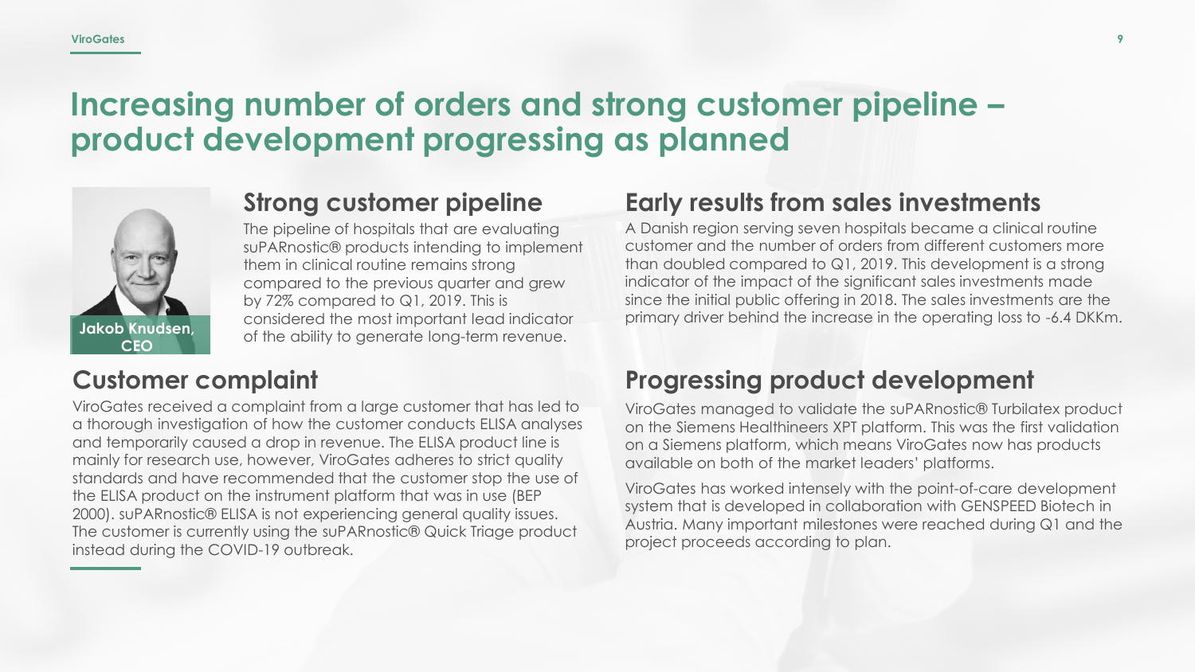# Increasing number of orders and strong customer pipeline – product development progressing as planned

Jakob Knudsen, CEO

## Strong customer pipeline

The pipeline of hospitals that are evaluating suPARnostic® products intending to implement them in clinical routine remains strong compared to the previous quarter and grew by 72% compared to Q1, 2019. This is considered the most important lead indicator of the ability to generate long-term revenue.

## Customer complaint

ViroGates received a complaint from a large customer that has led to a thorough investigation of how the customer conducts ELISA analyses and temporarily caused a drop in revenue. The ELISA product line is mainly for research use, however, ViroGates adheres to strict quality standards and have recommended that the customer stop the use of the ELISA product on the instrument platform that was in use (BEP 2000). suPARnostic® ELISA is not experiencing general quality issues. The customer is currently using the suPARnostic® Quick Triage product instead during the COVID-19 outbreak.

## Early results from sales investments

A Danish region serving seven hospitals became a clinical routine customer and the number of orders from different customers more than doubled compared to Q1, 2019. This development is a strong indicator of the impact of the significant sales investments made since the initial public offering in 2018. The sales investments are the primary driver behind the increase in the operating loss to -6.4 DKKm.

## Progressing product development

ViroGates managed to validate the suPARnostic® Turbilatex product on the Siemens Healthineers XPT platform. This was the first validation on a Siemens platform, which means ViroGates now has products available on both of the market leaders' platforms.

ViroGates has worked intensely with the point-of-care development system that is developed in collaboration with GENSPEED Biotech in Austria. Many important milestones were reached during Q1 and the project proceeds according to plan.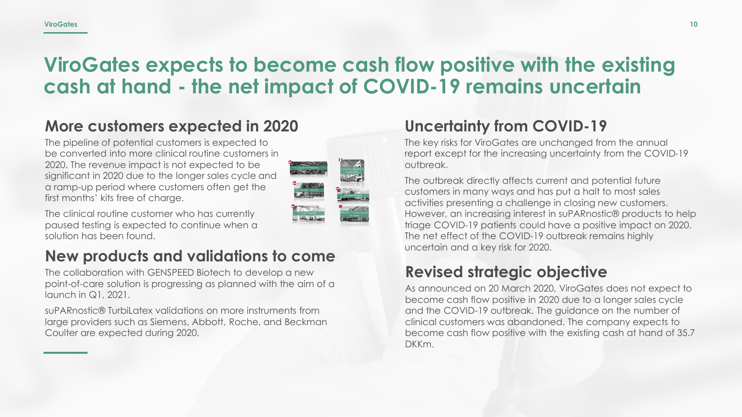# ViroGates expects to become cash flow positive with the existing cash at hand - the net impact of COVID-19 remains uncertain

## More customers expected in 2020

The pipeline of potential customers is expected to be converted into more clinical routine customers in 2020. The revenue impact is not expected to be significant in 2020 due to the longer sales cycle and a ramp-up period where customers often get the first months' kits free of charge.

The clinical routine customer who has currently paused testing is expected to continue when a solution has been found.

## New products and validations to come

The collaboration with GENSPEED Biotech to develop a new point-of-care solution is progressing as planned with the aim of a launch in Q1, 2021.

suPARnostic® TurbiLatex validations on more instruments from large providers such as Siemens, Abbott, Roche, and Beckman Coulter are expected during 2020.

## Uncertainty from COVID-19

The key risks for ViroGates are unchanged from the annual report except for the increasing uncertainty from the COVID-19 outbreak.

The outbreak directly affects current and potential future customers in many ways and has put a halt to most sales activities presenting a challenge in closing new customers. However, an increasing interest in suPARnostic® products to help triage COVID-19 patients could have a positive impact on 2020. The net effect of the COVID-19 outbreak remains highly uncertain and a key risk for 2020.

## Revised strategic objective

As announced on 20 March 2020, ViroGates does not expect to become cash flow positive in 2020 due to a longer sales cycle and the COVID-19 outbreak. The guidance on the number of clinical customers was abandoned. The company expects to become cash flow positive with the existing cash at hand of 35.7 DKKm.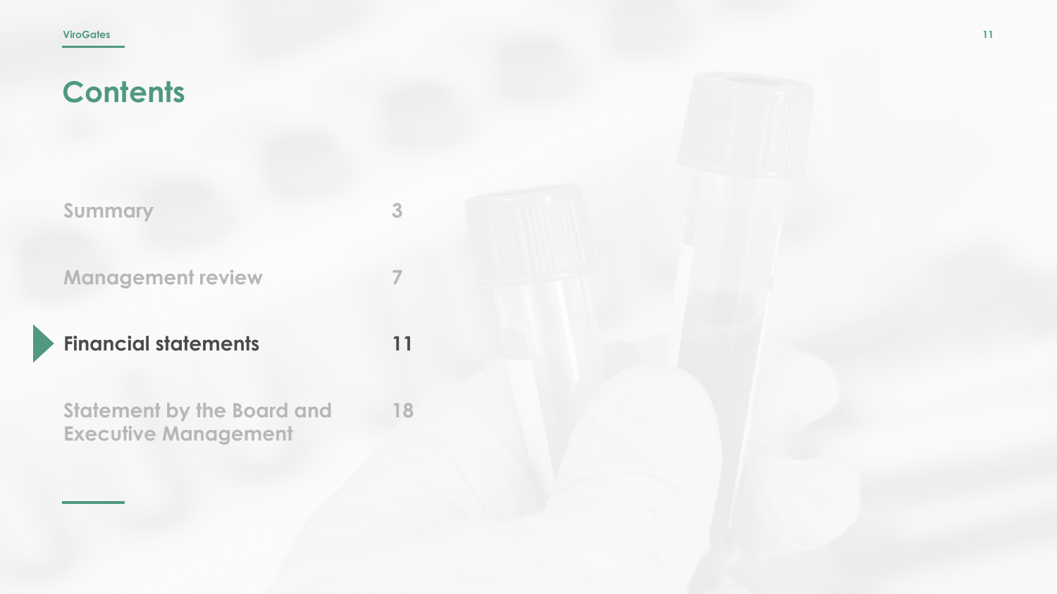# Contents

| | |
|---|---|
| Summary | 3 |
| Management review | 7 |
| **Financial statements** | **11** |
| Statement by the Board and Executive Management | 18 |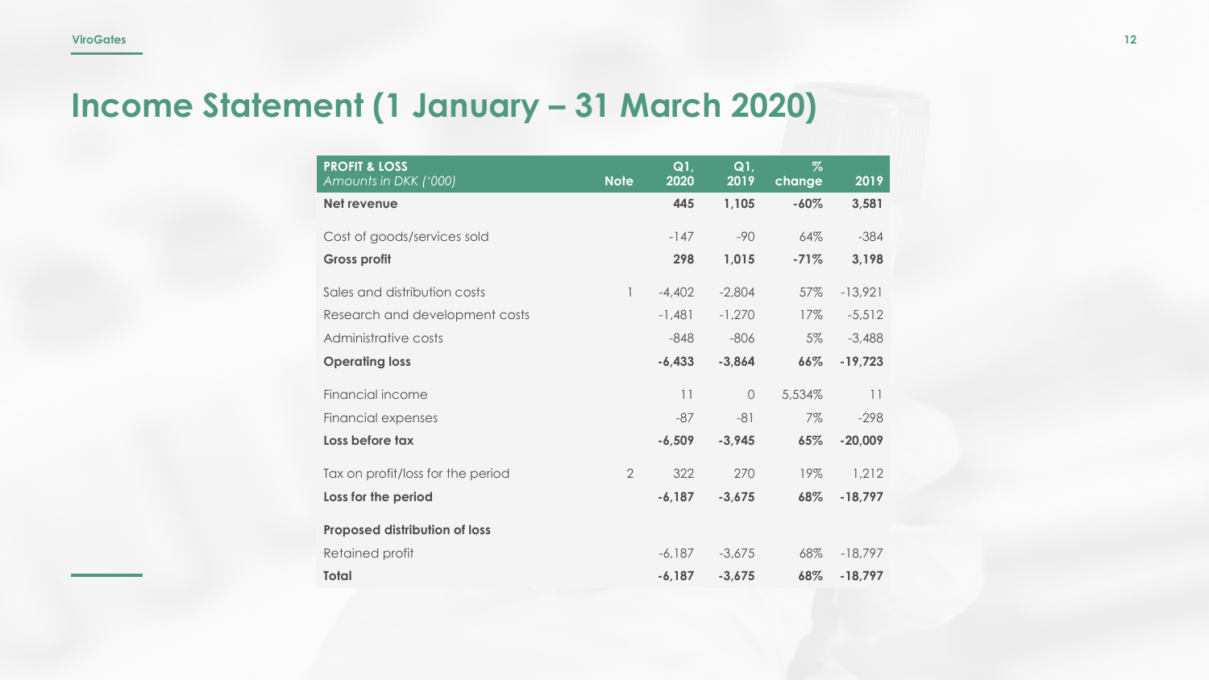# Income Statement (1 January – 31 March 2020)

| **PROFIT & LOSS** *Amounts in DKK ('000)* | **Note** | **Q1, 2020** | **Q1, 2019** | **% change** | **2019** |
|---|---|---|---|---|---|
| **Net revenue** | | **445** | **1,105** | **-60%** | **3,581** |
| Cost of goods/services sold | | -147 | -90 | 64% | -384 |
| **Gross profit** | | **298** | **1,015** | **-71%** | **3,198** |
| Sales and distribution costs | 1 | -4,402 | -2,804 | 57% | -13,921 |
| Research and development costs | | -1,481 | -1,270 | 17% | -5,512 |
| Administrative costs | | -848 | -806 | 5% | -3,488 |
| **Operating loss** | | **-6,433** | **-3,864** | **66%** | **-19,723** |
| Financial income | | 11 | 0 | 5,534% | 11 |
| Financial expenses | | -87 | -81 | 7% | -298 |
| **Loss before tax** | | **-6,509** | **-3,945** | **65%** | **-20,009** |
| Tax on profit/loss for the period | 2 | 322 | 270 | 19% | 1,212 |
| **Loss for the period** | | **-6,187** | **-3,675** | **68%** | **-18,797** |
| **Proposed distribution of loss** | | | | | |
| Retained profit | | -6,187 | -3,675 | 68% | -18,797 |
| **Total** | | **-6,187** | **-3,675** | **68%** | **-18,797** |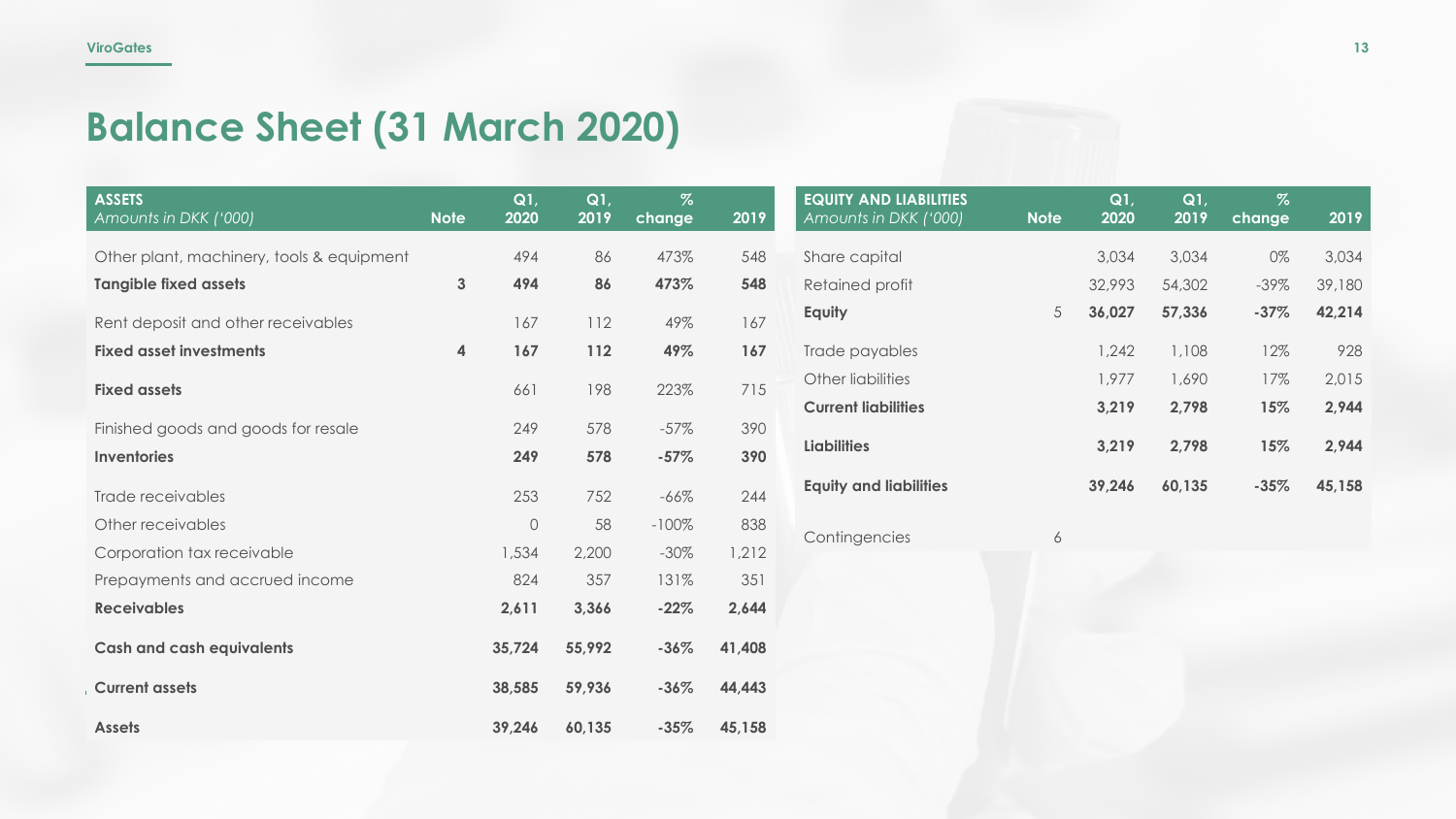# Balance Sheet (31 March 2020)

| ASSETS<br>*Amounts in DKK ('000)* | Note | Q1, 2020 | Q1, 2019 | % change | 2019 |
|---|---|---|---|---|---|
| Other plant, machinery, tools & equipment | | 494 | 86 | 473% | 548 |
| **Tangible fixed assets** | **3** | **494** | **86** | **473%** | **548** |
| Rent deposit and other receivables | | 167 | 112 | 49% | 167 |
| **Fixed asset investments** | **4** | **167** | **112** | **49%** | **167** |
| **Fixed assets** | | 661 | 198 | 223% | 715 |
| Finished goods and goods for resale | | 249 | 578 | -57% | 390 |
| **Inventories** | | **249** | **578** | **-57%** | **390** |
| Trade receivables | | 253 | 752 | -66% | 244 |
| Other receivables | | 0 | 58 | -100% | 838 |
| Corporation tax receivable | | 1,534 | 2,200 | -30% | 1,212 |
| Prepayments and accrued income | | 824 | 357 | 131% | 351 |
| **Receivables** | | **2,611** | **3,366** | **-22%** | **2,644** |
| **Cash and cash equivalents** | | **35,724** | **55,992** | **-36%** | **41,408** |
| **Current assets** | | **38,585** | **59,936** | **-36%** | **44,443** |
| **Assets** | | **39,246** | **60,135** | **-35%** | **45,158** |

| EQUITY AND LIABILITIES<br>*Amounts in DKK ('000)* | Note | Q1, 2020 | Q1, 2019 | % change | 2019 |
|---|---|---|---|---|---|
| Share capital | | 3,034 | 3,034 | 0% | 3,034 |
| Retained profit | | 32,993 | 54,302 | -39% | 39,180 |
| **Equity** | 5 | **36,027** | **57,336** | **-37%** | **42,214** |
| Trade payables | | 1,242 | 1,108 | 12% | 928 |
| Other liabilities | | 1,977 | 1,690 | 17% | 2,015 |
| **Current liabilities** | | **3,219** | **2,798** | **15%** | **2,944** |
| **Liabilities** | | **3,219** | **2,798** | **15%** | **2,944** |
| **Equity and liabilities** | | **39,246** | **60,135** | **-35%** | **45,158** |
| Contingencies | 6 | | | | |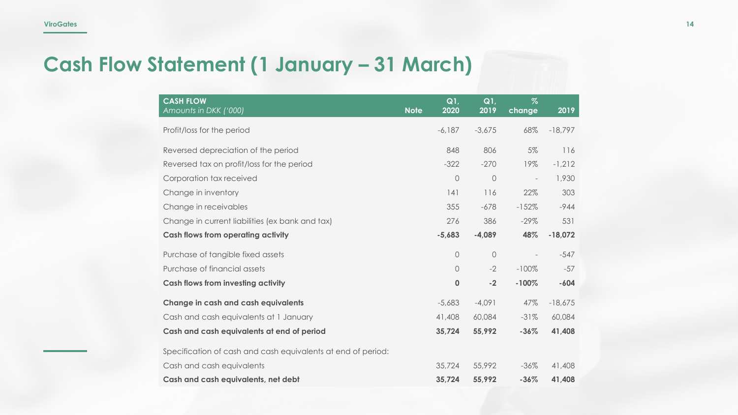# Cash Flow Statement (1 January – 31 March)

| **CASH FLOW**<br>*Amounts in DKK ('000)* | **Note** | **Q1, 2020** | **Q1, 2019** | **% change** | **2019** |
|---|---|---|---|---|---|
| Profit/loss for the period | | -6,187 | -3,675 | 68% | -18,797 |
| Reversed depreciation of the period | | 848 | 806 | 5% | 116 |
| Reversed tax on profit/loss for the period | | -322 | -270 | 19% | -1,212 |
| Corporation tax received | | 0 | 0 | - | 1,930 |
| Change in inventory | | 141 | 116 | 22% | 303 |
| Change in receivables | | 355 | -678 | -152% | -944 |
| Change in current liabilities (ex bank and tax) | | 276 | 386 | -29% | 531 |
| **Cash flows from operating activity** | | **-5,683** | **-4,089** | **48%** | **-18,072** |
| Purchase of tangible fixed assets | | 0 | 0 | - | -547 |
| Purchase of financial assets | | 0 | -2 | -100% | -57 |
| **Cash flows from investing activity** | | **0** | **-2** | **-100%** | **-604** |
| **Change in cash and cash equivalents** | | -5,683 | -4,091 | 47% | -18,675 |
| Cash and cash equivalents at 1 January | | 41,408 | 60,084 | -31% | 60,084 |
| **Cash and cash equivalents at end of period** | | **35,724** | **55,992** | **-36%** | **41,408** |
| Specification of cash and cash equivalents at end of period: | | | | | |
| Cash and cash equivalents | | 35,724 | 55,992 | -36% | 41,408 |
| **Cash and cash equivalents, net debt** | | **35,724** | **55,992** | **-36%** | **41,408** |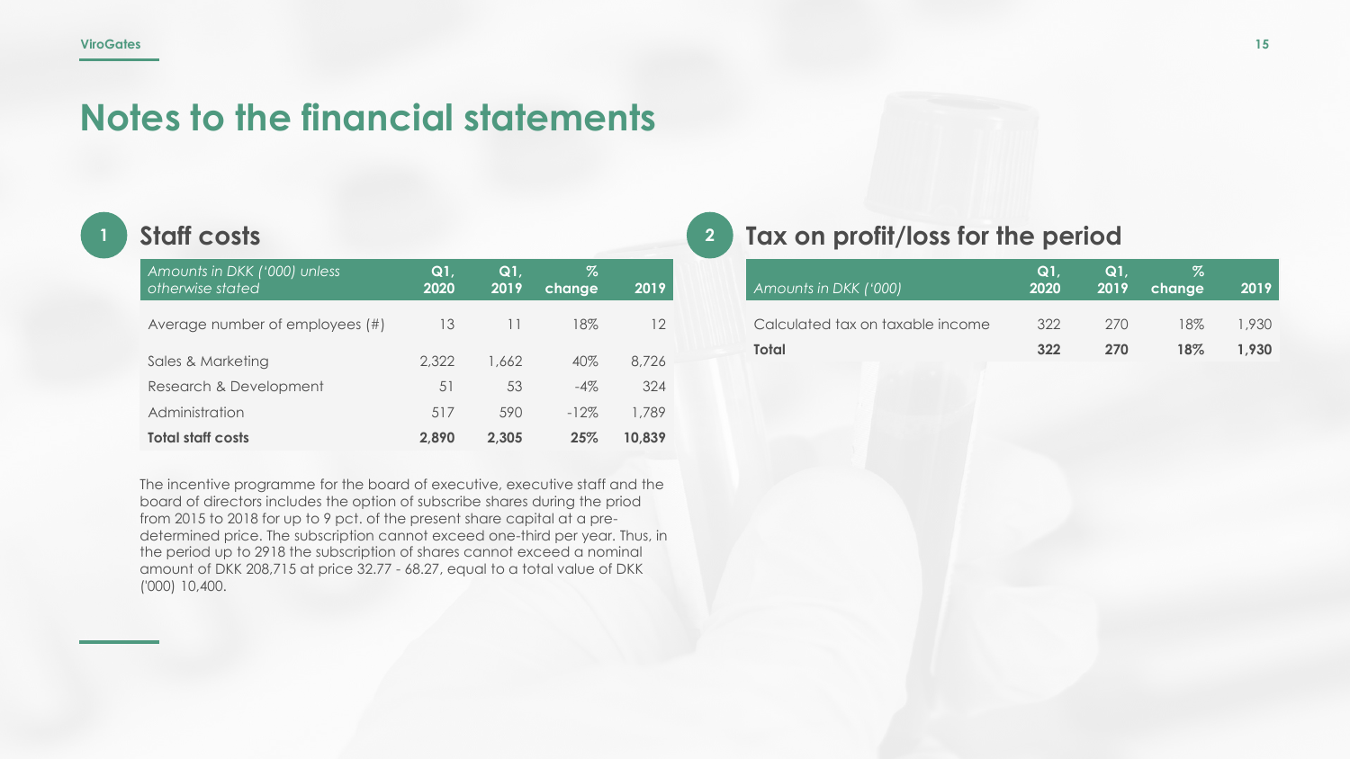# Notes to the financial statements

## 1 Staff costs

| *Amounts in DKK ('000) unless otherwise stated* | Q1, 2020 | Q1, 2019 | % change | 2019 |
|---|---|---|---|---|
| Average number of employees (#) | 13 | 11 | 18% | 12 |
| Sales & Marketing | 2,322 | 1,662 | 40% | 8,726 |
| Research & Development | 51 | 53 | -4% | 324 |
| Administration | 517 | 590 | -12% | 1,789 |
| **Total staff costs** | **2,890** | **2,305** | **25%** | **10,839** |

The incentive programme for the board of executive, executive staff and the board of directors includes the option of subscribe shares during the priod from 2015 to 2018 for up to 9 pct. of the present share capital at a pre-determined price. The subscription cannot exceed one-third per year. Thus, in the period up to 2918 the subscription of shares cannot exceed a nominal amount of DKK 208,715 at price 32.77 - 68.27, equal to a total value of DKK ('000) 10,400.

## 2 Tax on profit/loss for the period

| *Amounts in DKK ('000)* | Q1, 2020 | Q1, 2019 | % change | 2019 |
|---|---|---|---|---|
| Calculated tax on taxable income | 322 | 270 | 18% | 1,930 |
| **Total** | **322** | **270** | **18%** | **1,930** |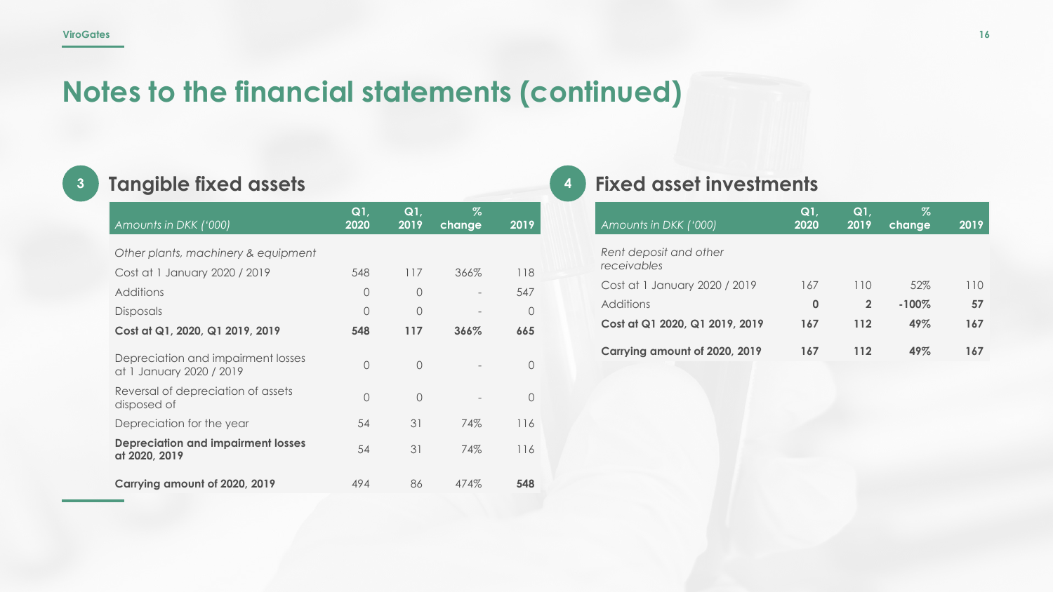# Notes to the financial statements (continued)

## 3 Tangible fixed assets

| *Amounts in DKK ('000)* | Q1, 2020 | Q1, 2019 | % change | 2019 |
|---|---|---|---|---|
| *Other plants, machinery & equipment* | | | | |
| Cost at 1 January 2020 / 2019 | 548 | 117 | 366% | 118 |
| Additions | 0 | 0 | - | 547 |
| Disposals | 0 | 0 | - | 0 |
| **Cost at Q1, 2020, Q1 2019, 2019** | **548** | **117** | **366%** | **665** |
| Depreciation and impairment losses at 1 January 2020 / 2019 | 0 | 0 | - | 0 |
| Reversal of depreciation of assets disposed of | 0 | 0 | - | 0 |
| Depreciation for the year | 54 | 31 | 74% | 116 |
| **Depreciation and impairment losses at 2020, 2019** | 54 | 31 | 74% | 116 |
| **Carrying amount of 2020, 2019** | 494 | 86 | 474% | **548** |

## 4 Fixed asset investments

| *Amounts in DKK ('000)* | Q1, 2020 | Q1, 2019 | % change | 2019 |
|---|---|---|---|---|
| *Rent deposit and other receivables* | | | | |
| Cost at 1 January 2020 / 2019 | 167 | 110 | 52% | 110 |
| Additions | **0** | **2** | **-100%** | **57** |
| **Cost at Q1 2020, Q1 2019, 2019** | **167** | **112** | **49%** | **167** |
| **Carrying amount of 2020, 2019** | **167** | **112** | **49%** | **167** |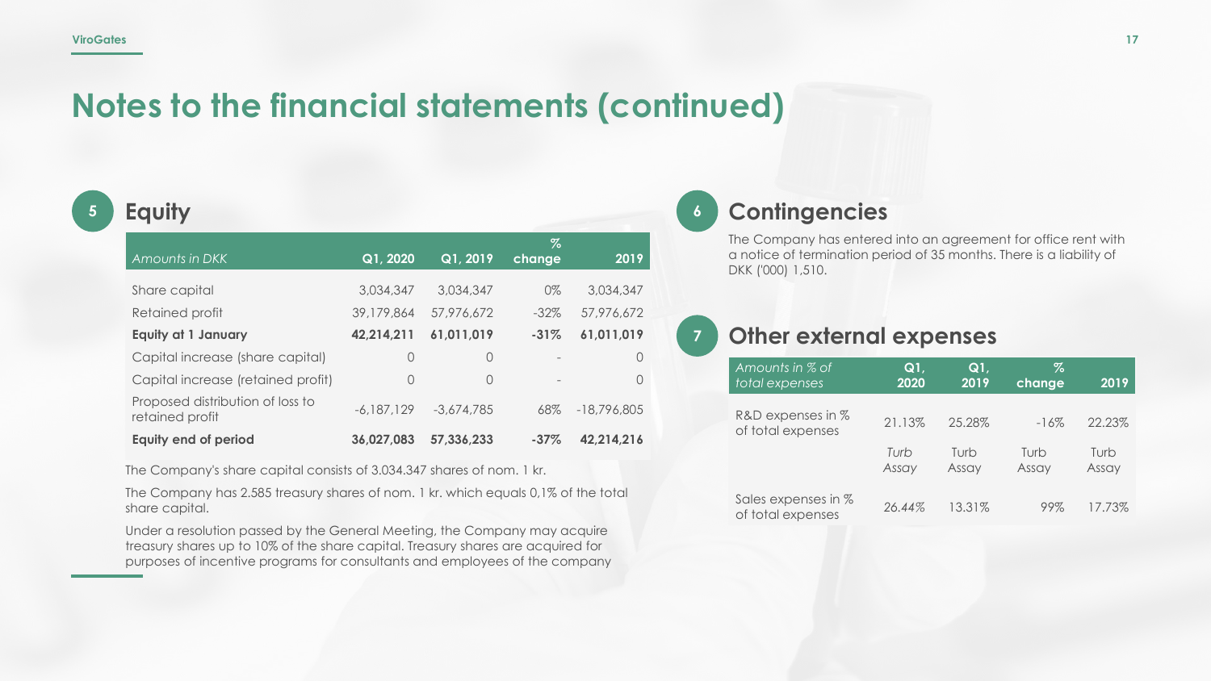# Notes to the financial statements (continued)

## 5 Equity

| *Amounts in DKK* | Q1, 2020 | Q1, 2019 | % change | 2019 |
|---|---|---|---|---|
| Share capital | 3,034,347 | 3,034,347 | 0% | 3,034,347 |
| Retained profit | 39,179,864 | 57,976,672 | -32% | 57,976,672 |
| **Equity at 1 January** | **42,214,211** | **61,011,019** | **-31%** | **61,011,019** |
| Capital increase (share capital) | 0 | 0 | - | 0 |
| Capital increase (retained profit) | 0 | 0 | - | 0 |
| Proposed distribution of loss to retained profit | -6,187,129 | -3,674,785 | 68% | -18,796,805 |
| **Equity end of period** | **36,027,083** | **57,336,233** | **-37%** | **42,214,216** |

The Company's share capital consists of 3.034.347 shares of nom. 1 kr.

The Company has 2.585 treasury shares of nom. 1 kr. which equals 0,1% of the total share capital.

Under a resolution passed by the General Meeting, the Company may acquire treasury shares up to 10% of the share capital. Treasury shares are acquired for purposes of incentive programs for consultants and employees of the company

## 6 Contingencies

The Company has entered into an agreement for office rent with a notice of termination period of 35 months. There is a liability of DKK ('000) 1,510.

## 7 Other external expenses

| *Amounts in % of total expenses* | Q1, 2020 | Q1, 2019 | % change | 2019 |
|---|---|---|---|---|
| R&D expenses in % of total expenses | 21.13% | 25.28% | -16% | 22.23% |
| | *Turb Assay* | Turb Assay | Turb Assay | Turb Assay |
| Sales expenses in % of total expenses | 26.44% | 13.31% | 99% | 17.73% |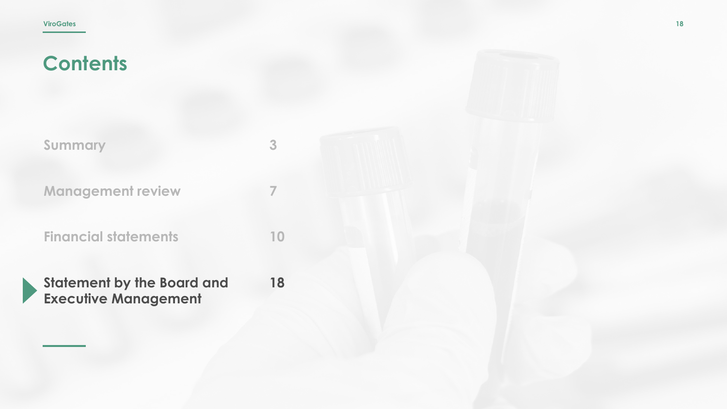# Contents

| | |
|---|---|
| Summary | 3 |
| Management review | 7 |
| Financial statements | 10 |
| **Statement by the Board and Executive Management** | **18** |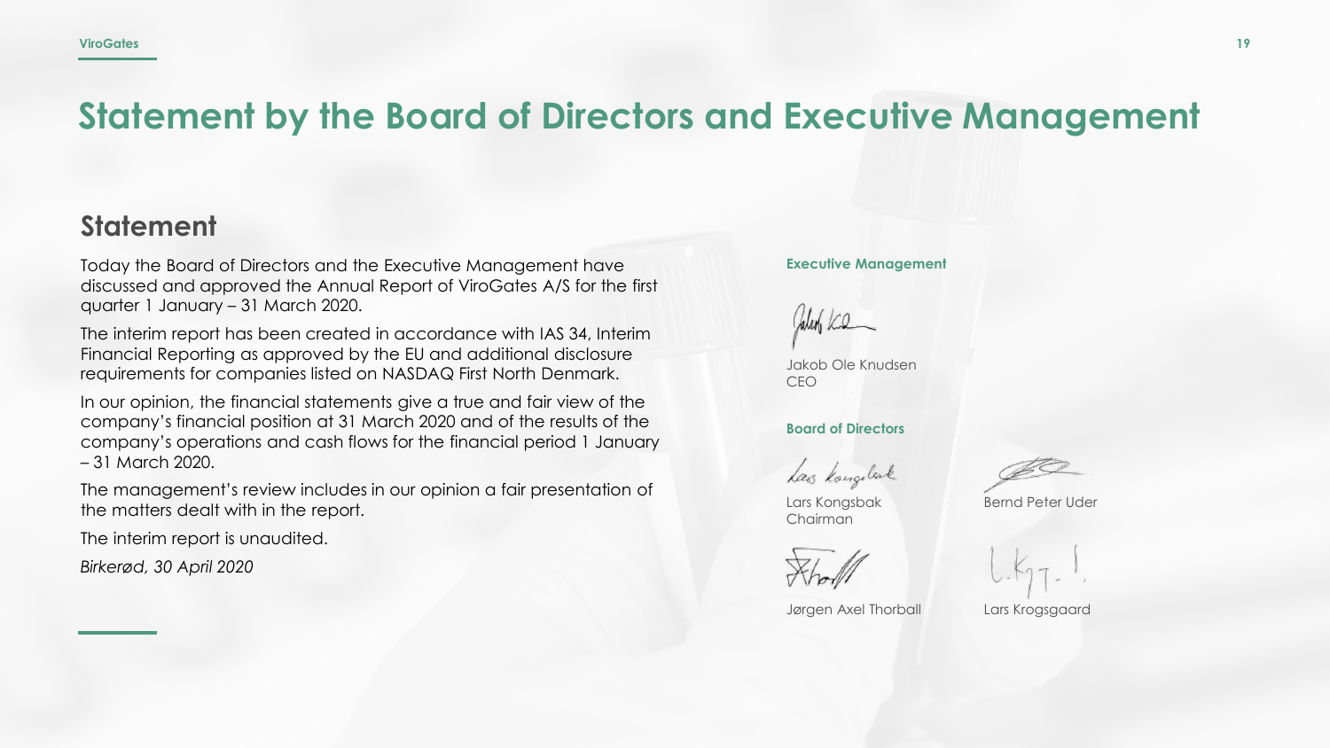# Statement by the Board of Directors and Executive Management

## Statement

Today the Board of Directors and the Executive Management have discussed and approved the Annual Report of ViroGates A/S for the first quarter 1 January – 31 March 2020.

The interim report has been created in accordance with IAS 34, Interim Financial Reporting as approved by the EU and additional disclosure requirements for companies listed on NASDAQ First North Denmark.

In our opinion, the financial statements give a true and fair view of the company's financial position at 31 March 2020 and of the results of the company's operations and cash flows for the financial period 1 January – 31 March 2020.

The management's review includes in our opinion a fair presentation of the matters dealt with in the report.

The interim report is unaudited.

*Birkerød, 30 April 2020*

**Executive Management**

Jakob Ole Knudsen
CEO

**Board of Directors**

Lars Kongsbak
Chairman

Bernd Peter Uder

Jørgen Axel Thorball

Lars Krogsgaard